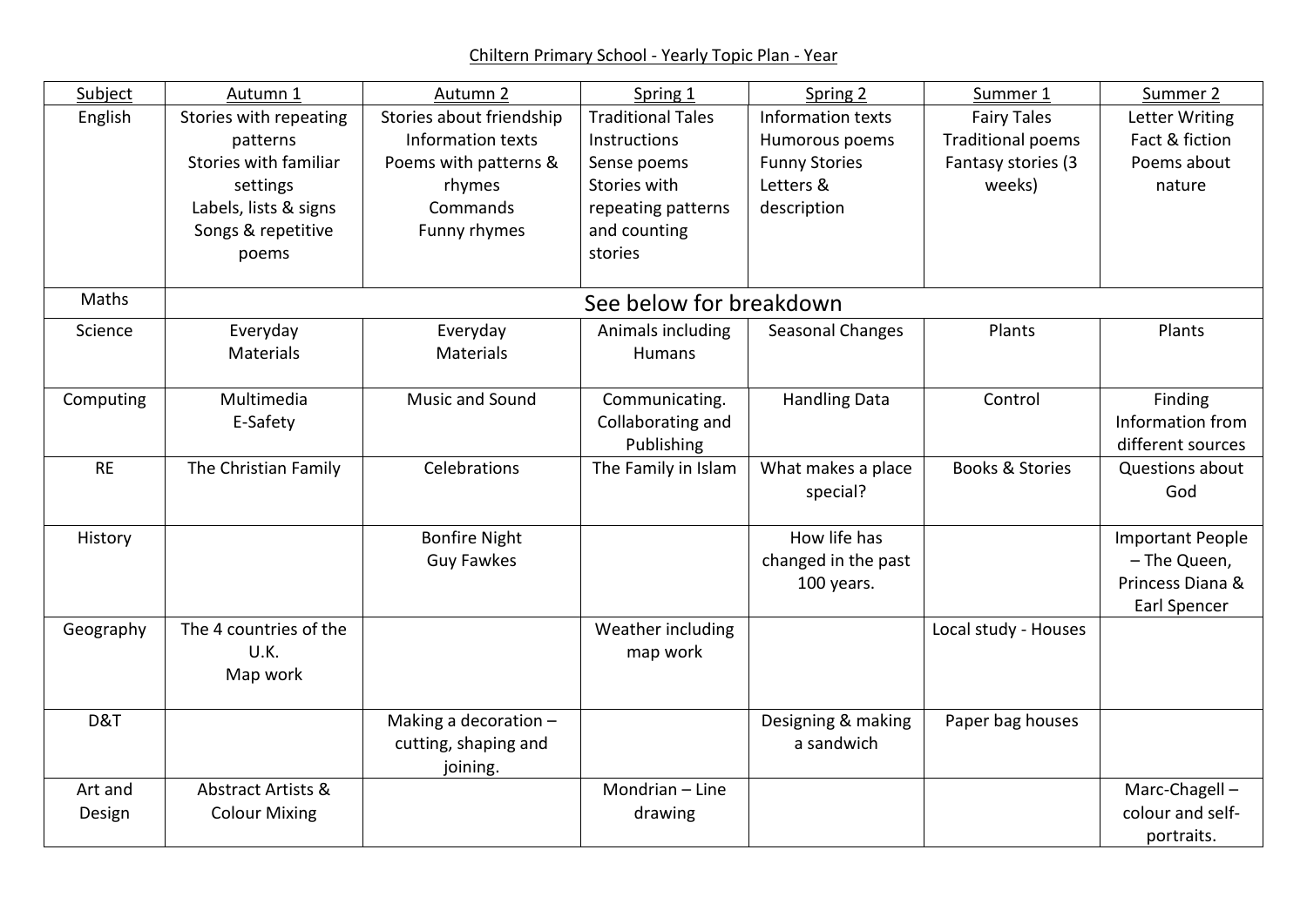Chiltern Primary School - Yearly Topic Plan - Year

| Subject | Autumn 1 | Autumn 2 | Spring 1 | Spring 2 | Summer 1 | Summer 2 |
|---|---|---|---|---|---|---|
| English | Stories with repeating patterns<br>Stories with familiar settings<br>Labels, lists & signs<br>Songs & repetitive poems | Stories about friendship<br>Information texts<br>Poems with patterns & rhymes<br>Commands<br>Funny rhymes | Traditional Tales<br>Instructions<br>Sense poems<br>Stories with repeating patterns and counting stories | Information texts<br>Humorous poems<br>Funny Stories<br>Letters & description | Fairy Tales<br>Traditional poems<br>Fantasy stories (3 weeks) | Letter Writing<br>Fact & fiction<br>Poems about nature |
| Maths | See below for breakdown | | | | | |
| Science | Everyday Materials | Everyday Materials | Animals including Humans | Seasonal Changes | Plants | Plants |
| Computing | Multimedia<br>E-Safety | Music and Sound | Communicating. Collaborating and Publishing | Handling Data | Control | Finding Information from different sources |
| RE | The Christian Family | Celebrations | The Family in Islam | What makes a place special? | Books & Stories | Questions about God |
| History | | Bonfire Night<br>Guy Fawkes | | How life has changed in the past 100 years. | | Important People – The Queen, Princess Diana & Earl Spencer |
| Geography | The 4 countries of the U.K.<br>Map work | | Weather including map work | | Local study - Houses | |
| D&T | | Making a decoration – cutting, shaping and joining. | | Designing & making a sandwich | Paper bag houses | |
| Art and Design | Abstract Artists & Colour Mixing | | Mondrian – Line drawing | | | Marc-Chagell – colour and self-portraits. |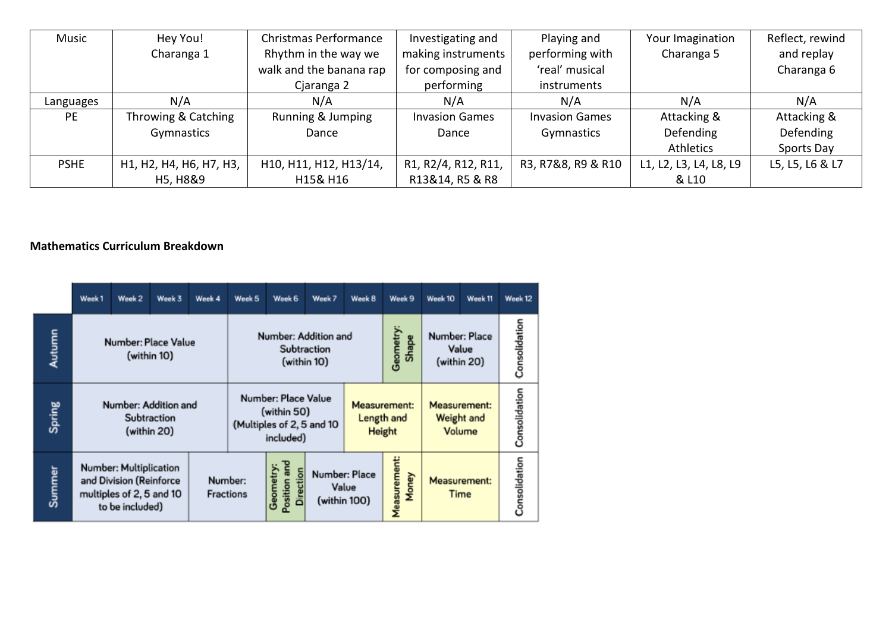| | | | | | | |
|---|---|---|---|---|---|---|
| Music | Hey You! Charanga 1 | Christmas Performance Rhythm in the way we walk and the banana rap Cjaranga 2 | Investigating and making instruments for composing and performing | Playing and performing with 'real' musical instruments | Your Imagination Charanga 5 | Reflect, rewind and replay Charanga 6 |
| Languages | N/A | N/A | N/A | N/A | N/A | N/A |
| PE | Throwing & Catching Gymnastics | Running & Jumping Dance | Invasion Games Dance | Invasion Games Gymnastics | Attacking & Defending Athletics | Attacking & Defending Sports Day |
| PSHE | H1, H2, H4, H6, H7, H3, H5, H8&9 | H10, H11, H12, H13/14, H15& H16 | R1, R2/4, R12, R11, R13&14, R5 & R8 | R3, R7&8, R9 & R10 | L1, L2, L3, L4, L8, L9 & L10 | L5, L5, L6 & L7 |

**Mathematics Curriculum Breakdown**

| | Week 1 | Week 2 | Week 3 | Week 4 | Week 5 | Week 6 | Week 7 | Week 8 | Week 9 | Week 10 | Week 11 | Week 12 |
|---|---|---|---|---|---|---|---|---|---|---|---|---|
| Autumn | Number: Place Value (within 10) | | | | Number: Addition and Subtraction (within 10) | | | | Geometry: Shape | Number: Place Value (within 20) | | Consolidation |
| Spring | Number: Addition and Subtraction (within 20) | | | | Number: Place Value (within 50) (Multiples of 2, 5 and 10 included) | | | Measurement: Length and Height | | Measurement: Weight and Volume | | Consolidation |
| Summer | Number: Multiplication and Division (Reinforce multiples of 2, 5 and 10 to be included) | | | Number: Fractions | | Geometry: Position and Direction | Number: Place Value (within 100) | | Measurement: Money | Measurement: Time | | Consolidation |